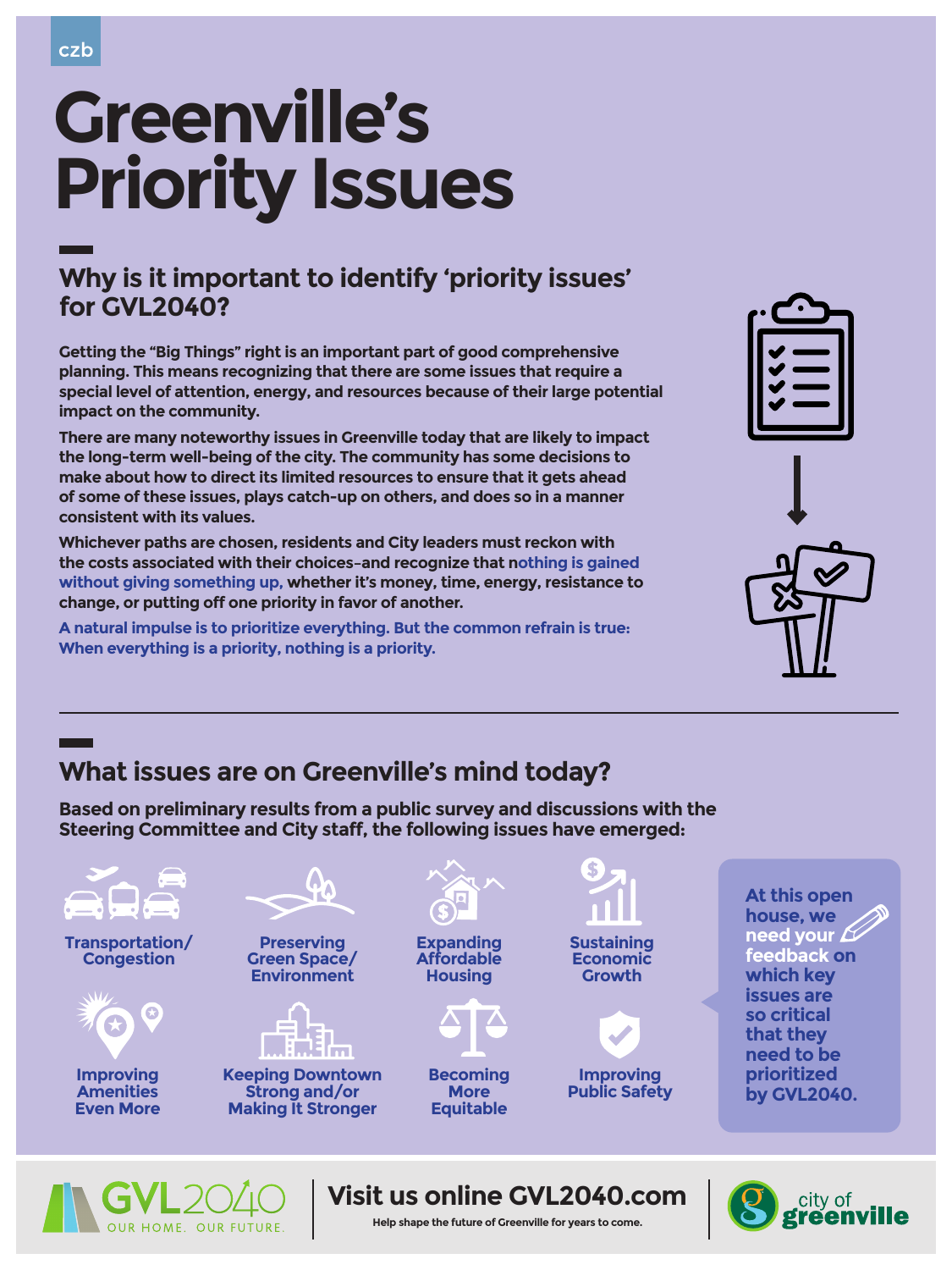czb

# Greenville's Priority Issues

## Why is it important to identify 'priority issues' for GVL2040?

**Getting the "Big Things" right is an important part of good comprehensive planning. This means recognizing that there are some issues that require a special level of attention, energy, and resources because of their large potential impact on the community.**

**There are many noteworthy issues in Greenville today that are likely to impact the long-term well-being of the city. The community has some decisions to make about how to direct its limited resources to ensure that it gets ahead of some of these issues, plays catch-up on others, and does so in a manner consistent with its values.**

**Whichever paths are chosen, residents and City leaders must reckon with the costs associated with their choices–and recognize that nothing is gained without giving something up, whether it's money, time, energy, resistance to change, or putting off one priority in favor of another.**

**A natural impulse is to prioritize everything. But the common refrain is true: When everything is a priority, nothing is a priority.**

---

## What issues are on Greenville's mind today?

**Based on preliminary results from a public survey and discussions with the Steering Committee and City staff, the following issues have emerged:**

- Transportation/ Congestion
- Preserving Green Space/ Environment
- Expanding Affordable Housing
- Sustaining Economic Growth
- Improving Amenities Even More
- Keeping Downtown Strong and/or Making It Stronger
- Becoming More Equitable
- Improving Public Safety

**At this open house, we need your feedback on which key issues are so critical that they need to be prioritized by GVL2040.**

GVL2040 OUR HOME. OUR FUTURE.

**Visit us online GVL2040.com**

Help shape the future of Greenville for years to come.

city of greenville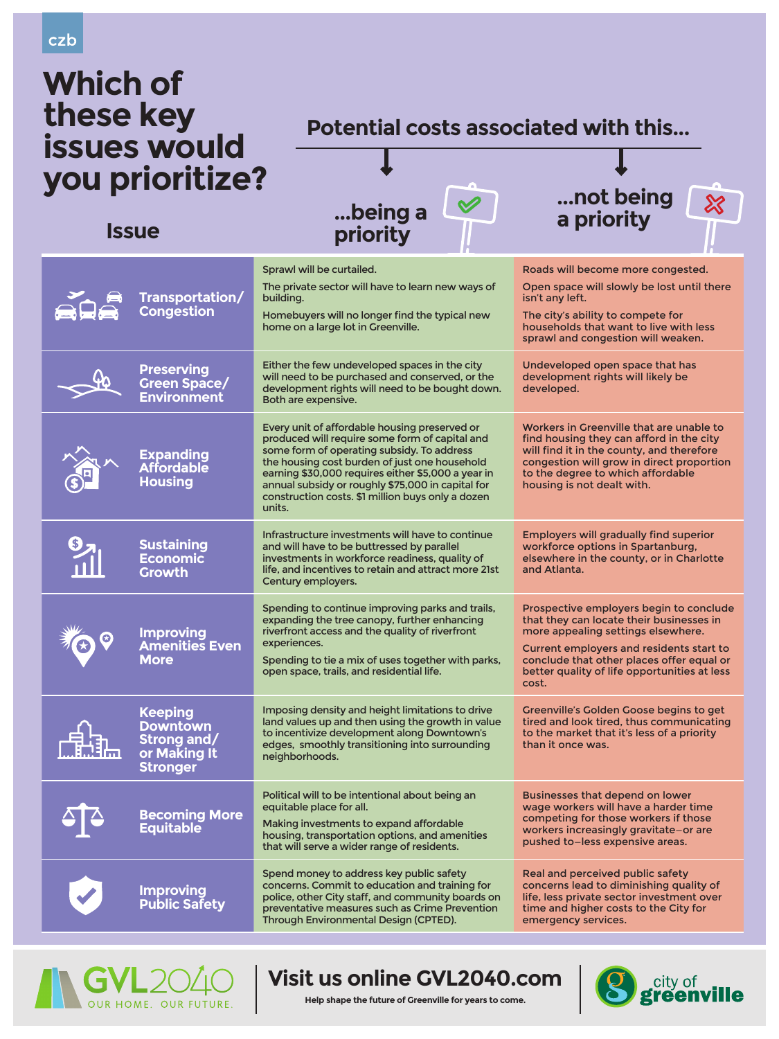czb

# Which of these key issues would you prioritize?

**Potential costs associated with this...**

| Issue | ...being a priority | ...not being a priority |
| --- | --- | --- |
| **Transportation/ Congestion** | Sprawl will be curtailed. The private sector will have to learn new ways of building. Homebuyers will no longer find the typical new home on a large lot in Greenville. | Roads will become more congested. Open space will slowly be lost until there isn't any left. The city's ability to compete for households that want to live with less sprawl and congestion will weaken. |
| **Preserving Green Space/ Environment** | Either the few undeveloped spaces in the city will need to be purchased and conserved, or the development rights will need to be bought down. Both are expensive. | Undeveloped open space that has development rights will likely be developed. |
| **Expanding Affordable Housing** | Every unit of affordable housing preserved or produced will require some form of capital and some form of operating subsidy. To address the housing cost burden of just one household earning $30,000 requires either $5,000 a year in annual subsidy or roughly $75,000 in capital for construction costs. $1 million buys only a dozen units. | Workers in Greenville that are unable to find housing they can afford in the city will find it in the county, and therefore congestion will grow in direct proportion to the degree to which affordable housing is not dealt with. |
| **Sustaining Economic Growth** | Infrastructure investments will have to continue and will have to be buttressed by parallel investments in workforce readiness, quality of life, and incentives to retain and attract more 21st Century employers. | Employers will gradually find superior workforce options in Spartanburg, elsewhere in the county, or in Charlotte and Atlanta. |
| **Improving Amenities Even More** | Spending to continue improving parks and trails, expanding the tree canopy, further enhancing riverfront access and the quality of riverfront experiences. Spending to tie a mix of uses together with parks, open space, trails, and residential life. | Prospective employers begin to conclude that they can locate their businesses in more appealing settings elsewhere. Current employers and residents start to conclude that other places offer equal or better quality of life opportunities at less cost. |
| **Keeping Downtown Strong and/ or Making It Stronger** | Imposing density and height limitations to drive land values up and then using the growth in value to incentivize development along Downtown's edges, smoothly transitioning into surrounding neighborhoods. | Greenville's Golden Goose begins to get tired and look tired, thus communicating to the market that it's less of a priority than it once was. |
| **Becoming More Equitable** | Political will to be intentional about being an equitable place for all. Making investments to expand affordable housing, transportation options, and amenities that will serve a wider range of residents. | Businesses that depend on lower wage workers will have a harder time competing for those workers if those workers increasingly gravitate—or are pushed to—less expensive areas. |
| **Improving Public Safety** | Spend money to address key public safety concerns. Commit to education and training for police, other City staff, and community boards on preventative measures such as Crime Prevention Through Environmental Design (CPTED). | Real and perceived public safety concerns lead to diminishing quality of life, less private sector investment over time and higher costs to the City for emergency services. |

GVL2040 OUR HOME. OUR FUTURE.

**Visit us online GVL2040.com**

Help shape the future of Greenville for years to come.

city of greenville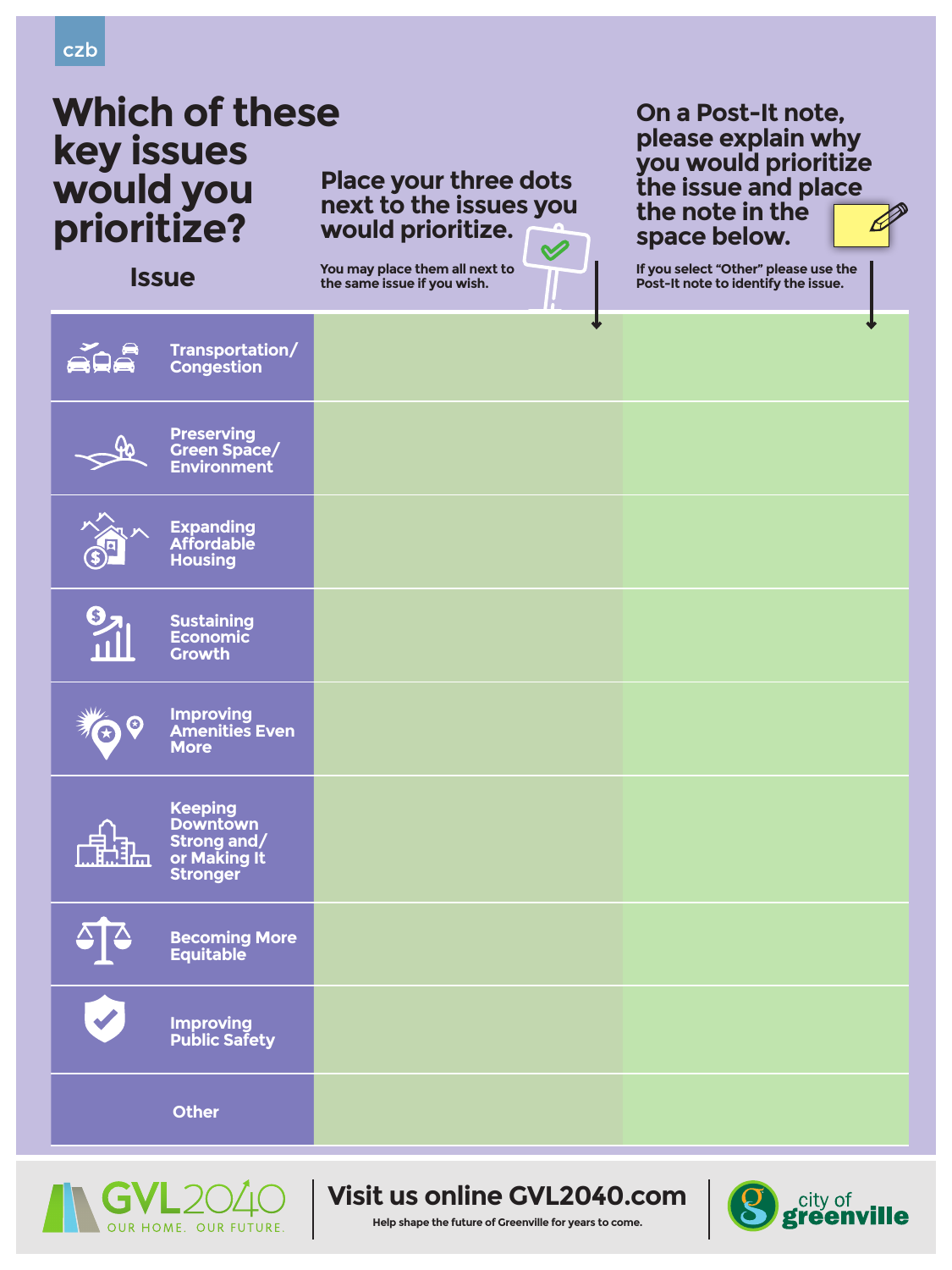czb

# Which of these key issues would you prioritize?

**Place your three dots next to the issues you would prioritize.**

You may place them all next to the same issue if you wish.

**On a Post-It note, please explain why you would prioritize the issue and place the note in the space below.**

If you select "Other" please use the Post-It note to identify the issue.

| Issue | | |
|---|---|---|
| Transportation/ Congestion | | |
| Preserving Green Space/ Environment | | |
| Expanding Affordable Housing | | |
| Sustaining Economic Growth | | |
| Improving Amenities Even More | | |
| Keeping Downtown Strong and/ or Making It Stronger | | |
| Becoming More Equitable | | |
| Improving Public Safety | | |
| Other | | |

GVL2040 OUR HOME. OUR FUTURE.

**Visit us online GVL2040.com**

Help shape the future of Greenville for years to come.

city of greenville